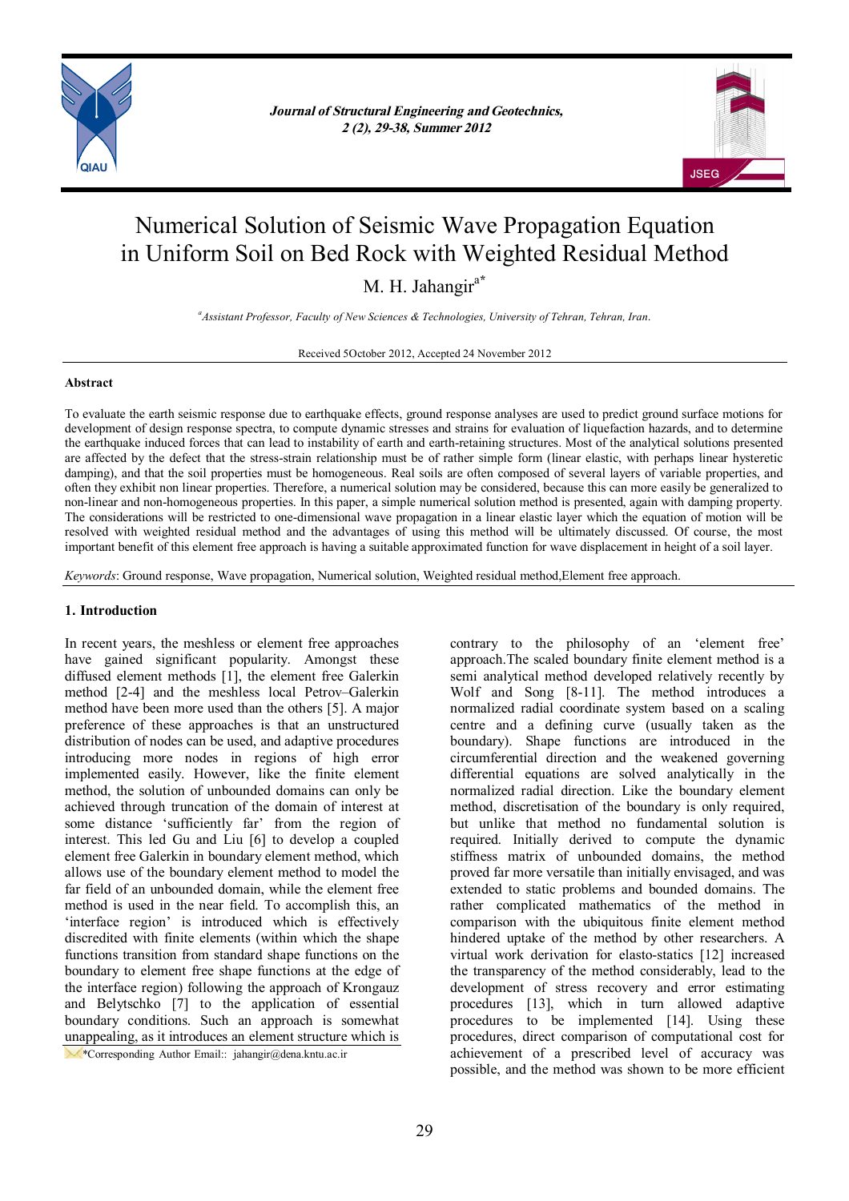# Numerical Solution of Seismic Wave Propagation Equation in Uniform Soil on Bed Rock with Weighted Residual Method

M. H. Jahangir[a*]

[a] Assistant Professor, Faculty of New Sciences & Technologies, University of Tehran, Tehran, Iran.

Received 5October 2012, Accepted 24 November 2012

## Abstract

To evaluate the earth seismic response due to earthquake effects, ground response analyses are used to predict ground surface motions for development of design response spectra, to compute dynamic stresses and strains for evaluation of liquefaction hazards, and to determine the earthquake induced forces that can lead to instability of earth and earth-retaining structures. Most of the analytical solutions presented are affected by the defect that the stress-strain relationship must be of rather simple form (linear elastic, with perhaps linear hysteretic damping), and that the soil properties must be homogeneous. Real soils are often composed of several layers of variable properties, and often they exhibit non linear properties. Therefore, a numerical solution may be considered, because this can more easily be generalized to non-linear and non-homogeneous properties. In this paper, a simple numerical solution method is presented, again with damping property. The considerations will be restricted to one-dimensional wave propagation in a linear elastic layer which the equation of motion will be resolved with weighted residual method and the advantages of using this method will be ultimately discussed. Of course, the most important benefit of this element free approach is having a suitable approximated function for wave displacement in height of a soil layer.

*Keywords*: Ground response, Wave propagation, Numerical solution, Weighted residual method,Element free approach.

## 1. Introduction

In recent years, the meshless or element free approaches have gained significant popularity. Amongst these diffused element methods [1], the element free Galerkin method [2-4] and the meshless local Petrov–Galerkin method have been more used than the others [5]. A major preference of these approaches is that an unstructured distribution of nodes can be used, and adaptive procedures introducing more nodes in regions of high error implemented easily. However, like the finite element method, the solution of unbounded domains can only be achieved through truncation of the domain of interest at some distance 'sufficiently far' from the region of interest. This led Gu and Liu [6] to develop a coupled element free Galerkin in boundary element method, which allows use of the boundary element method to model the far field of an unbounded domain, while the element free method is used in the near field. To accomplish this, an 'interface region' is introduced which is effectively discredited with finite elements (within which the shape functions transition from standard shape functions on the boundary to element free shape functions at the edge of the interface region) following the approach of Krongauz and Belytschko [7] to the application of essential boundary conditions. Such an approach is somewhat unappealing, as it introduces an element structure which is contrary to the philosophy of an 'element free' approach.The scaled boundary finite element method is a semi analytical method developed relatively recently by Wolf and Song [8-11]. The method introduces a normalized radial coordinate system based on a scaling centre and a defining curve (usually taken as the boundary). Shape functions are introduced in the circumferential direction and the weakened governing differential equations are solved analytically in the normalized radial direction. Like the boundary element method, discretisation of the boundary is only required, but unlike that method no fundamental solution is required. Initially derived to compute the dynamic stiffness matrix of unbounded domains, the method proved far more versatile than initially envisaged, and was extended to static problems and bounded domains. The rather complicated mathematics of the method in comparison with the ubiquitous finite element method hindered uptake of the method by other researchers. A virtual work derivation for elasto-statics [12] increased the transparency of the method considerably, lead to the development of stress recovery and error estimating procedures [13], which in turn allowed adaptive procedures to be implemented [14]. Using these procedures, direct comparison of computational cost for achievement of a prescribed level of accuracy was possible, and the method was shown to be more efficient

*Corresponding Author Email:: jahangir@dena.kntu.ac.ir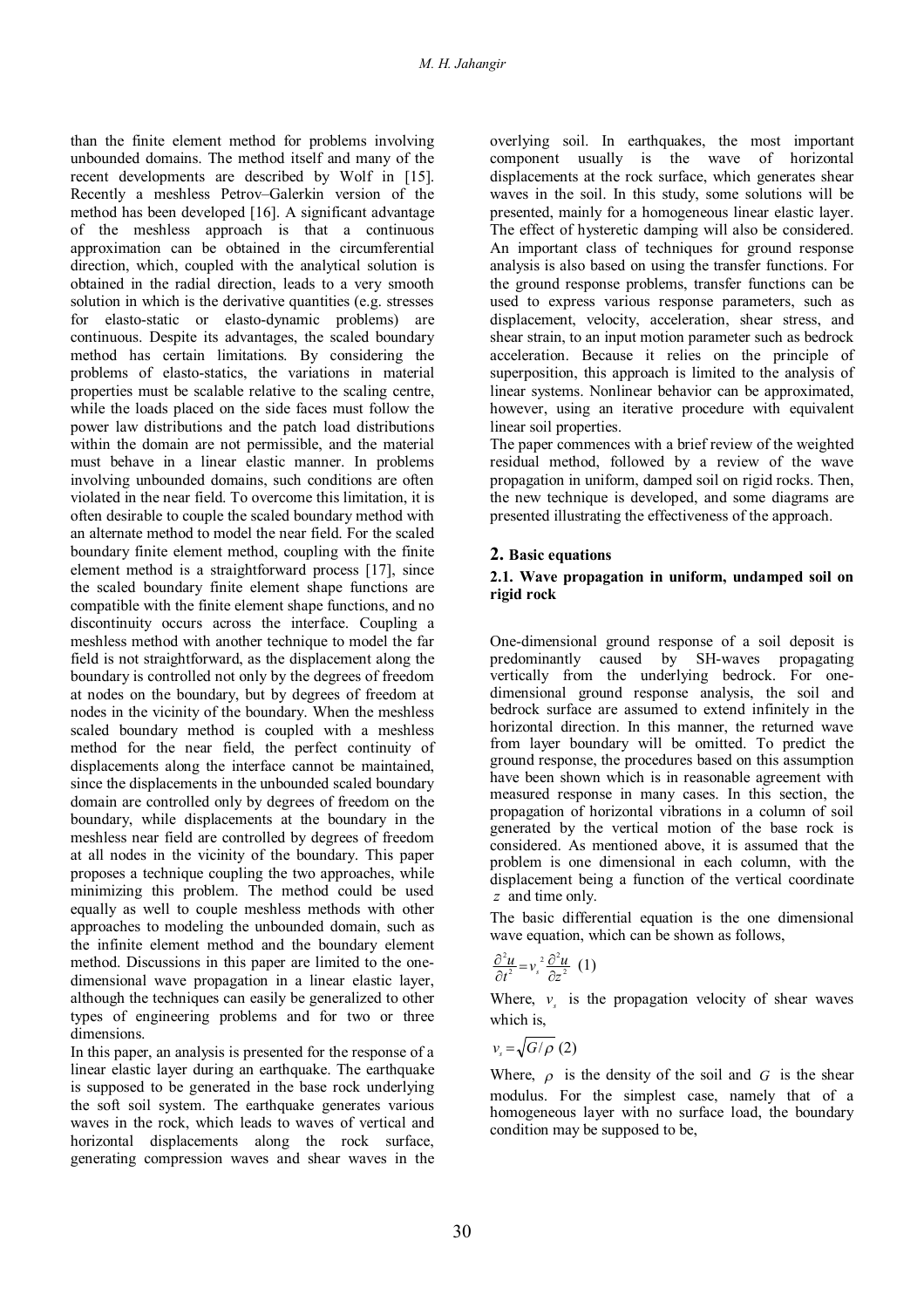than the finite element method for problems involving unbounded domains. The method itself and many of the recent developments are described by Wolf in [15]. Recently a meshless Petrov–Galerkin version of the method has been developed [16]. A significant advantage of the meshless approach is that a continuous approximation can be obtained in the circumferential direction, which, coupled with the analytical solution is obtained in the radial direction, leads to a very smooth solution in which is the derivative quantities (e.g. stresses for elasto-static or elasto-dynamic problems) are continuous. Despite its advantages, the scaled boundary method has certain limitations. By considering the problems of elasto-statics, the variations in material properties must be scalable relative to the scaling centre, while the loads placed on the side faces must follow the power law distributions and the patch load distributions within the domain are not permissible, and the material must behave in a linear elastic manner. In problems involving unbounded domains, such conditions are often violated in the near field. To overcome this limitation, it is often desirable to couple the scaled boundary method with an alternate method to model the near field. For the scaled boundary finite element method, coupling with the finite element method is a straightforward process [17], since the scaled boundary finite element shape functions are compatible with the finite element shape functions, and no discontinuity occurs across the interface. Coupling a meshless method with another technique to model the far field is not straightforward, as the displacement along the boundary is controlled not only by the degrees of freedom at nodes on the boundary, but by degrees of freedom at nodes in the vicinity of the boundary. When the meshless scaled boundary method is coupled with a meshless method for the near field, the perfect continuity of displacements along the interface cannot be maintained, since the displacements in the unbounded scaled boundary domain are controlled only by degrees of freedom on the boundary, while displacements at the boundary in the meshless near field are controlled by degrees of freedom at all nodes in the vicinity of the boundary. This paper proposes a technique coupling the two approaches, while minimizing this problem. The method could be used equally as well to couple meshless methods with other approaches to modeling the unbounded domain, such as the infinite element method and the boundary element method. Discussions in this paper are limited to the one-dimensional wave propagation in a linear elastic layer, although the techniques can easily be generalized to other types of engineering problems and for two or three dimensions.

In this paper, an analysis is presented for the response of a linear elastic layer during an earthquake. The earthquake is supposed to be generated in the base rock underlying the soft soil system. The earthquake generates various waves in the rock, which leads to waves of vertical and horizontal displacements along the rock surface, generating compression waves and shear waves in the overlying soil. In earthquakes, the most important component usually is the wave of horizontal displacements at the rock surface, which generates shear waves in the soil. In this study, some solutions will be presented, mainly for a homogeneous linear elastic layer. The effect of hysteretic damping will also be considered. An important class of techniques for ground response analysis is also based on using the transfer functions. For the ground response problems, transfer functions can be used to express various response parameters, such as displacement, velocity, acceleration, shear stress, and shear strain, to an input motion parameter such as bedrock acceleration. Because it relies on the principle of superposition, this approach is limited to the analysis of linear systems. Nonlinear behavior can be approximated, however, using an iterative procedure with equivalent linear soil properties.

The paper commences with a brief review of the weighted residual method, followed by a review of the wave propagation in uniform, damped soil on rigid rocks. Then, the new technique is developed, and some diagrams are presented illustrating the effectiveness of the approach.

## 2. Basic equations

### 2.1. Wave propagation in uniform, undamped soil on rigid rock

One-dimensional ground response of a soil deposit is predominantly caused by SH-waves propagating vertically from the underlying bedrock. For one-dimensional ground response analysis, the soil and bedrock surface are assumed to extend infinitely in the horizontal direction. In this manner, the returned wave from layer boundary will be omitted. To predict the ground response, the procedures based on this assumption have been shown which is in reasonable agreement with measured response in many cases. In this section, the propagation of horizontal vibrations in a column of soil generated by the vertical motion of the base rock is considered. As mentioned above, it is assumed that the problem is one dimensional in each column, with the displacement being a function of the vertical coordinate $z$ and time only.

The basic differential equation is the one dimensional wave equation, which can be shown as follows,

$$\frac{\partial^2 u}{\partial t^2} = v_s^{\,2} \frac{\partial^2 u}{\partial z^2} \quad (1)$$

Where, $v_s$ is the propagation velocity of shear waves which is,

$$v_s = \sqrt{G/\rho} \quad (2)$$

Where, $\rho$ is the density of the soil and $G$ is the shear modulus. For the simplest case, namely that of a homogeneous layer with no surface load, the boundary condition may be supposed to be,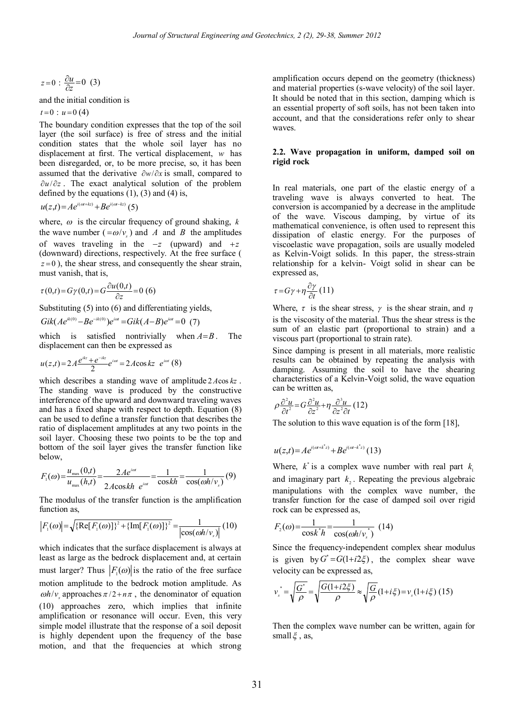$$z=0: \frac{\partial u}{\partial z}=0 \quad (3)$$

and the initial condition is

$$t=0: u=0 \quad (4)$$

The boundary condition expresses that the top of the soil layer (the soil surface) is free of stress and the initial condition states that the whole soil layer has no displacement at first. The vertical displacement, $w$ has been disregarded, or, to be more precise, so, it has been assumed that the derivative $\partial w/\partial x$ is small, compared to $\partial u/\partial z$. The exact analytical solution of the problem defined by the equations (1), (3) and (4) is,

$$u(z,t)=Ae^{i(\omega t+kz)}+Be^{i(\omega t-kz)} \quad (5)$$

where, $\omega$ is the circular frequency of ground shaking, $k$ the wave number ($=\omega/v_s$) and $A$ and $B$ the amplitudes of waves traveling in the $-z$ (upward) and $+z$ (downward) directions, respectively. At the free surface ($z=0$), the shear stress, and consequently the shear strain, must vanish, that is,

$$\tau(0,t)=G\gamma(0,t)=G\frac{\partial u(0,t)}{\partial z}=0 \quad (6)$$

Substituting (5) into (6) and differentiating yields,

$$Gik(Ae^{ik(0)}-Be^{-ik(0)})e^{i\omega t}=Gik(A-B)e^{i\omega t}=0 \quad (7)$$

which is satisfied nontrivially when $A=B$. The displacement can then be expressed as

$$u(z,t)=2A\frac{e^{ikz}+e^{-ikz}}{2}e^{i\omega t}=2A\cos kz \; e^{i\omega t} \quad (8)$$

which describes a standing wave of amplitude $2A\cos kz$. The standing wave is produced by the constructive interference of the upward and downward traveling waves and has a fixed shape with respect to depth. Equation (8) can be used to define a transfer function that describes the ratio of displacement amplitudes at any two points in the soil layer. Choosing these two points to be the top and bottom of the soil layer gives the transfer function like below,

$$F_1(\omega)=\frac{u_{\max}(0,t)}{u_{\max}(h,t)}=\frac{2Ae^{i\omega t}}{2A\cos kh \; e^{i\omega t}}=\frac{1}{\cos kh}=\frac{1}{\cos(\omega h/v_s)} \quad (9)$$

The modulus of the transfer function is the amplification function as,

$$\left|F_1(\omega)\right|=\sqrt{\{\mathrm{Re}[F_1(\omega)]\}^2+\{\mathrm{Im}[F_1(\omega)]\}^2}=\frac{1}{\left|\cos(\omega h/v_s)\right|} \quad (10)$$

which indicates that the surface displacement is always at least as large as the bedrock displacement and, at certain must larger? Thus $\left|F_1(\omega)\right|$ is the ratio of the free surface motion amplitude to the bedrock motion amplitude. As $\omega h/v_s$ approaches $\pi/2+n\pi$, the denominator of equation (10) approaches zero, which implies that infinite amplification or resonance will occur. Even, this very simple model illustrate that the response of a soil deposit is highly dependent upon the frequency of the base motion, and that the frequencies at which strong amplification occurs depend on the geometry (thickness) and material properties (s-wave velocity) of the soil layer. It should be noted that in this section, damping which is an essential property of soft soils, has not been taken into account, and that the considerations refer only to shear waves.

## 2.2. Wave propagation in uniform, damped soil on rigid rock

In real materials, one part of the elastic energy of a traveling wave is always converted to heat. The conversion is accompanied by a decrease in the amplitude of the wave. Viscous damping, by virtue of its mathematical convenience, is often used to represent this dissipation of elastic energy. For the purposes of viscoelastic wave propagation, soils are usually modeled as Kelvin-Voigt solids. In this paper, the stress-strain relationship for a kelvin- Voigt solid in shear can be expressed as,

$$\tau=G\gamma+\eta\frac{\partial \gamma}{\partial t} \quad (11)$$

Where, $\tau$ is the shear stress, $\gamma$ is the shear strain, and $\eta$ is the viscosity of the material. Thus the shear stress is the sum of an elastic part (proportional to strain) and a viscous part (proportional to strain rate).

Since damping is present in all materials, more realistic results can be obtained by repeating the analysis with damping. Assuming the soil to have the shearing characteristics of a Kelvin-Voigt solid, the wave equation can be written as,

$$\rho\frac{\partial^2 u}{\partial t^2}=G\frac{\partial^2 u}{\partial z^2}+\eta\frac{\partial^3 u}{\partial z^2 \partial t} \quad (12)$$

The solution to this wave equation is of the form [18],

$$u(z,t)=Ae^{i(\omega t+k^* z)}+Be^{i(\omega t-k^* z)} \quad (13)$$

Where, $k^*$ is a complex wave number with real part $k_1$ and imaginary part $k_2$. Repeating the previous algebraic manipulations with the complex wave number, the transfer function for the case of damped soil over rigid rock can be expressed as,

$$F_2(\omega)=\frac{1}{\cos k^* h}=\frac{1}{\cos(\omega h/v_s^*)} \quad (14)$$

Since the frequency-independent complex shear modulus is given by $G^*=G(1+i2\xi)$, the complex shear wave velocity can be expressed as,

$$v_s^*=\sqrt{\frac{G^*}{\rho}}=\sqrt{\frac{G(1+i2\xi)}{\rho}}\approx\sqrt{\frac{G}{\rho}}(1+i\xi)=v_s(1+i\xi) \quad (15)$$

Then the complex wave number can be written, again for small $\xi$, as,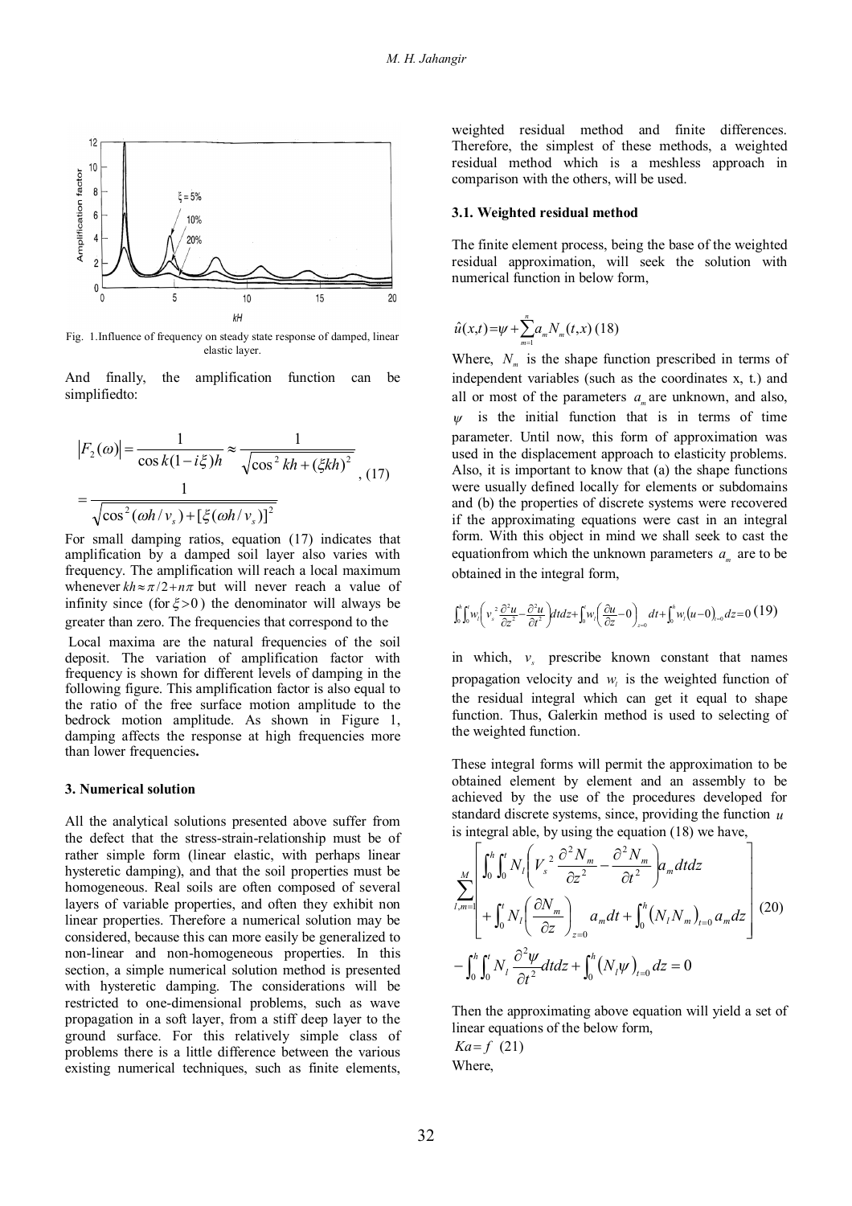Fig. 1.Influence of frequency on steady state response of damped, linear elastic layer.

And finally, the amplification function can be simplifiedto:

$$|F_2(\omega)| = \frac{1}{\cos k(1-i\xi)h} \approx \frac{1}{\sqrt{\cos^2 kh + (\xi kh)^2}} = \frac{1}{\sqrt{\cos^2(\omega h/v_s) + [\xi(\omega h/v_s)]^2}} \quad , (17)$$

For small damping ratios, equation (17) indicates that amplification by a damped soil layer also varies with frequency. The amplification will reach a local maximum whenever $kh \approx \pi/2 + n\pi$ but will never reach a value of infinity since (for $\xi > 0$) the denominator will always be greater than zero. The frequencies that correspond to the Local maxima are the natural frequencies of the soil deposit. The variation of amplification factor with frequency is shown for different levels of damping in the following figure. This amplification factor is also equal to the ratio of the free surface motion amplitude to the bedrock motion amplitude. As shown in Figure 1, damping affects the response at high frequencies more than lower frequencies**.**

### 3. Numerical solution

All the analytical solutions presented above suffer from the defect that the stress-strain-relationship must be of rather simple form (linear elastic, with perhaps linear hysteretic damping), and that the soil properties must be homogeneous. Real soils are often composed of several layers of variable properties, and often they exhibit non linear properties. Therefore a numerical solution may be considered, because this can more easily be generalized to non-linear and non-homogeneous properties. In this section, a simple numerical solution method is presented with hysteretic damping. The considerations will be restricted to one-dimensional problems, such as wave propagation in a soft layer, from a stiff deep layer to the ground surface. For this relatively simple class of problems there is a little difference between the various existing numerical techniques, such as finite elements, weighted residual method and finite differences. Therefore, the simplest of these methods, a weighted residual method which is a meshless approach in comparison with the others, will be used.

### 3.1. Weighted residual method

The finite element process, being the base of the weighted residual approximation, will seek the solution with numerical function in below form,

$$\hat{u}(x,t) = \psi + \sum_{m=1}^{n} a_m N_m(t,x) \quad (18)$$

Where, $N_m$ is the shape function prescribed in terms of independent variables (such as the coordinates x, t.) and all or most of the parameters $a_m$ are unknown, and also, $\psi$ is the initial function that is in terms of time parameter. Until now, this form of approximation was used in the displacement approach to elasticity problems. Also, it is important to know that (a) the shape functions were usually defined locally for elements or subdomains and (b) the properties of discrete systems were recovered if the approximating equations were cast in an integral form. With this object in mind we shall seek to cast the equationfrom which the unknown parameters $a_m$ are to be obtained in the integral form,

$$\int_0^h \int_0^t w_l \left( v_s^2 \frac{\partial^2 u}{\partial z^2} - \frac{\partial^2 u}{\partial t^2} \right) dt dz + \int_0^t w_l \left( \frac{\partial u}{\partial z} - 0 \right)_{z=0} dt + \int_0^h w_l (u-0)_{t=0} dz = 0 \quad (19)$$

in which, $v_s$ prescribe known constant that names propagation velocity and $w_l$ is the weighted function of the residual integral which can get it equal to shape function. Thus, Galerkin method is used to selecting of the weighted function.

These integral forms will permit the approximation to be obtained element by element and an assembly to be achieved by the use of the procedures developed for standard discrete systems, since, providing the function $u$ is integral able, by using the equation (18) we have,

$$\sum_{l,m=1}^{M} \left[ \int_0^h \int_0^t N_l \left( V_s^2 \frac{\partial^2 N_m}{\partial z^2} - \frac{\partial^2 N_m}{\partial t^2} \right) a_m dt dz + \int_0^t N_l \left( \frac{\partial N_m}{\partial z} \right)_{z=0} a_m dt + \int_0^h (N_l N_m)_{t=0} a_m dz \right] - \int_0^h \int_0^t N_l \frac{\partial^2 \psi}{\partial t^2} dt dz + \int_0^h (N_l \psi)_{t=0} dz = 0 \quad (20)$$

Then the approximating above equation will yield a set of linear equations of the below form,

$Ka = f$ (21)

Where,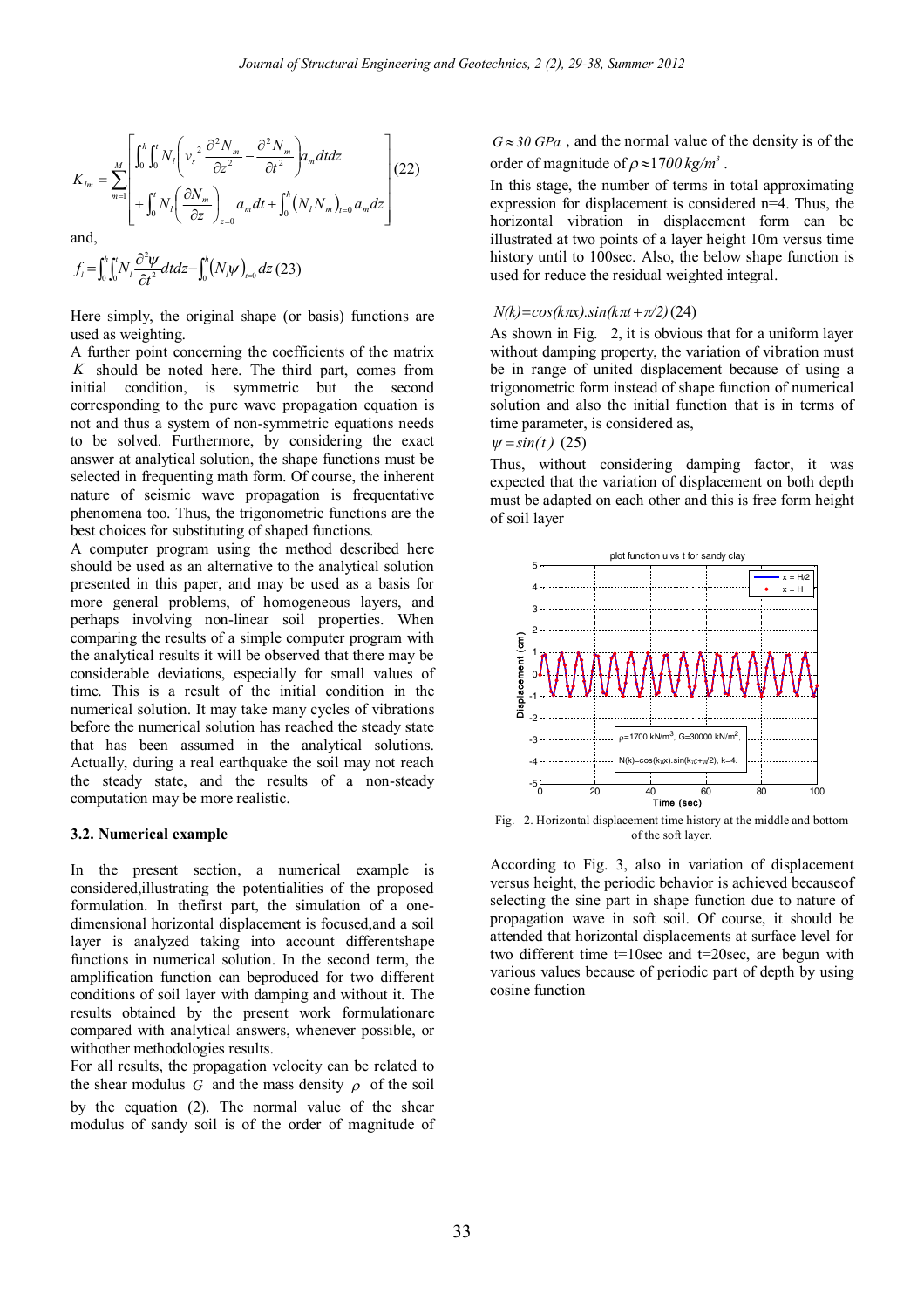$$K_{lm} = \sum_{m=1}^{M} \left[ \begin{array}{l} \int_0^h \int_0^t N_l \left( v_s^{\,2} \dfrac{\partial^2 N_m}{\partial z^2} - \dfrac{\partial^2 N_m}{\partial t^2} \right) a_m dtdz \\ + \int_0^t N_l \left( \dfrac{\partial N_m}{\partial z} \right)_{z=0} a_m dt + \int_0^h \left( N_l N_m \right)_{t=0} a_m dz \end{array} \right] \quad (22)$$

and,

$$f_l = \int_0^h \int_0^t N_l \frac{\partial^2 \psi}{\partial t^2} dtdz - \int_0^h \left( N_l \psi \right)_{t=0} dz \quad (23)$$

Here simply, the original shape (or basis) functions are used as weighting.

A further point concerning the coefficients of the matrix $K$ should be noted here. The third part, comes from initial condition, is symmetric but the second corresponding to the pure wave propagation equation is not and thus a system of non-symmetric equations needs to be solved. Furthermore, by considering the exact answer at analytical solution, the shape functions must be selected in frequenting math form. Of course, the inherent nature of seismic wave propagation is frequentative phenomena too. Thus, the trigonometric functions are the best choices for substituting of shaped functions.

A computer program using the method described here should be used as an alternative to the analytical solution presented in this paper, and may be used as a basis for more general problems, of homogeneous layers, and perhaps involving non-linear soil properties. When comparing the results of a simple computer program with the analytical results it will be observed that there may be considerable deviations, especially for small values of time. This is a result of the initial condition in the numerical solution. It may take many cycles of vibrations before the numerical solution has reached the steady state that has been assumed in the analytical solutions. Actually, during a real earthquake the soil may not reach the steady state, and the results of a non-steady computation may be more realistic.

### 3.2. Numerical example

In the present section, a numerical example is considered,illustrating the potentialities of the proposed formulation. In thefirst part, the simulation of a one-dimensional horizontal displacement is focused,and a soil layer is analyzed taking into account differentshape functions in numerical solution. In the second term, the amplification function can beproduced for two different conditions of soil layer with damping and without it. The results obtained by the present work formulationare compared with analytical answers, whenever possible, or withother methodologies results.

For all results, the propagation velocity can be related to the shear modulus $G$ and the mass density $\rho$ of the soil by the equation (2). The normal value of the shear modulus of sandy soil is of the order of magnitude of $G \approx 30\ GPa$ , and the normal value of the density is of the order of magnitude of $\rho \approx 1700\ kg/m^3$ .

In this stage, the number of terms in total approximating expression for displacement is considered n=4. Thus, the horizontal vibration in displacement form can be illustrated at two points of a layer height 10m versus time history until to 100sec. Also, the below shape function is used for reduce the residual weighted integral.

$$N(k)=\cos(k\pi x).\sin(k\pi t+\pi/2) \quad (24)$$

As shown in Fig. 2, it is obvious that for a uniform layer without damping property, the variation of vibration must be in range of united displacement because of using a trigonometric form instead of shape function of numerical solution and also the initial function that is in terms of time parameter, is considered as,

$$\psi = \sin(t) \quad (25)$$

Thus, without considering damping factor, it was expected that the variation of displacement on both depth must be adapted on each other and this is free form height of soil layer

Fig. 2. Horizontal displacement time history at the middle and bottom of the soft layer.

According to Fig. 3, also in variation of displacement versus height, the periodic behavior is achieved becauseof selecting the sine part in shape function due to nature of propagation wave in soft soil. Of course, it should be attended that horizontal displacements at surface level for two different time t=10sec and t=20sec, are begun with various values because of periodic part of depth by using cosine function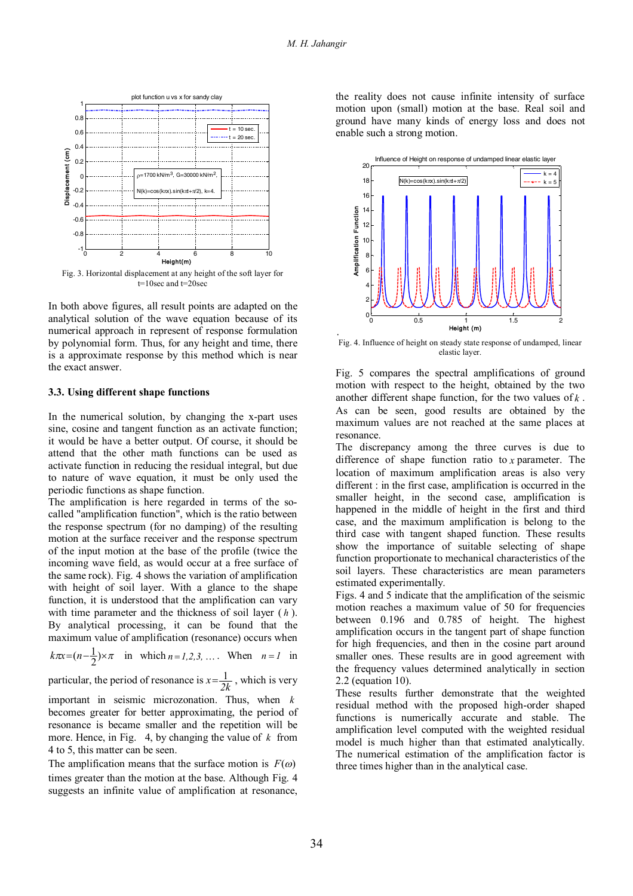Fig. 3. Horizontal displacement at any height of the soft layer for t=10sec and t=20sec

In both above figures, all result points are adapted on the analytical solution of the wave equation because of its numerical approach in represent of response formulation by polynomial form. Thus, for any height and time, there is a approximate response by this method which is near the exact answer.

### 3.3. Using different shape functions

In the numerical solution, by changing the x-part uses sine, cosine and tangent function as an activate function; it would be have a better output. Of course, it should be attend that the other math functions can be used as activate function in reducing the residual integral, but due to nature of wave equation, it must be only used the periodic functions as shape function.

The amplification is here regarded in terms of the so-called "amplification function", which is the ratio between the response spectrum (for no damping) of the resulting motion at the surface receiver and the response spectrum of the input motion at the base of the profile (twice the incoming wave field, as would occur at a free surface of the same rock). Fig. 4 shows the variation of amplification with height of soil layer. With a glance to the shape function, it is understood that the amplification can vary with time parameter and the thickness of soil layer ( $h$ ). By analytical processing, it can be found that the maximum value of amplification (resonance) occurs when $k\pi x = (n - \frac{1}{2}) \times \pi$ in which $n = 1, 2, 3, \ldots$ . When $n = 1$ in particular, the period of resonance is $x = \frac{1}{2k}$ , which is very important in seismic microzonation. Thus, when $k$ becomes greater for better approximating, the period of resonance is became smaller and the repetition will be more. Hence, in Fig. 4, by changing the value of $k$ from 4 to 5, this matter can be seen.

The amplification means that the surface motion is $F(\omega)$ times greater than the motion at the base. Although Fig. 4 suggests an infinite value of amplification at resonance, the reality does not cause infinite intensity of surface motion upon (small) motion at the base. Real soil and ground have many kinds of energy loss and does not enable such a strong motion.

Fig. 4. Influence of height on steady state response of undamped, linear elastic layer.

Fig. 5 compares the spectral amplifications of ground motion with respect to the height, obtained by the two another different shape function, for the two values of $k$ . As can be seen, good results are obtained by the maximum values are not reached at the same places at resonance.

The discrepancy among the three curves is due to difference of shape function ratio to $x$ parameter. The location of maximum amplification areas is also very different : in the first case, amplification is occurred in the smaller height, in the second case, amplification is happened in the middle of height in the first and third case, and the maximum amplification is belong to the third case with tangent shaped function. These results show the importance of suitable selecting of shape function proportionate to mechanical characteristics of the soil layers. These characteristics are mean parameters estimated experimentally.

Figs. 4 and 5 indicate that the amplification of the seismic motion reaches a maximum value of 50 for frequencies between 0.196 and 0.785 of height. The highest amplification occurs in the tangent part of shape function for high frequencies, and then in the cosine part around smaller ones. These results are in good agreement with the frequency values determined analytically in section 2.2 (equation 10).

These results further demonstrate that the weighted residual method with the proposed high-order shaped functions is numerically accurate and stable. The amplification level computed with the weighted residual model is much higher than that estimated analytically. The numerical estimation of the amplification factor is three times higher than in the analytical case.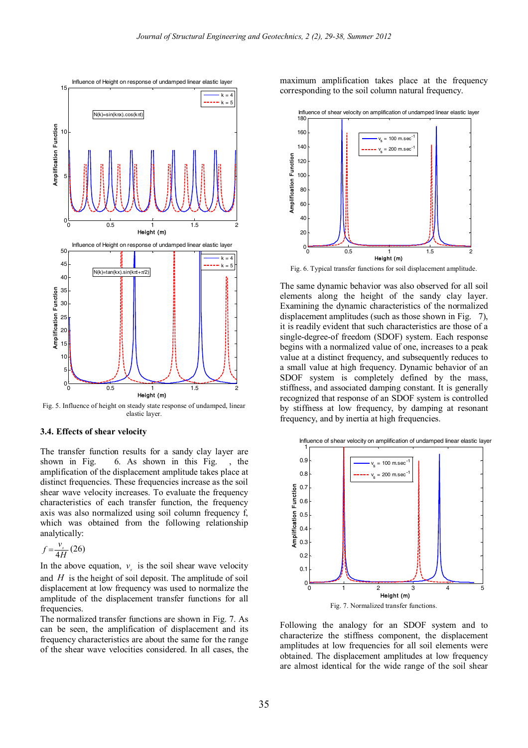Fig. 5. Influence of height on steady state response of undamped, linear elastic layer.

### 3.4. Effects of shear velocity

The transfer function results for a sandy clay layer are shown in Fig. 6. As shown in this Fig. , the amplification of the displacement amplitude takes place at distinct frequencies. These frequencies increase as the soil shear wave velocity increases. To evaluate the frequency characteristics of each transfer function, the frequency axis was also normalized using soil column frequency f, which was obtained from the following relationship analytically:

$$f = \frac{v_s}{4H} \quad (26)$$

In the above equation, $v_s$ is the soil shear wave velocity and $H$ is the height of soil deposit. The amplitude of soil displacement at low frequency was used to normalize the amplitude of the displacement transfer functions for all frequencies.

The normalized transfer functions are shown in Fig. 7. As can be seen, the amplification of displacement and its frequency characteristics are about the same for the range of the shear wave velocities considered. In all cases, the maximum amplification takes place at the frequency corresponding to the soil column natural frequency.

Fig. 6. Typical transfer functions for soil displacement amplitude.

The same dynamic behavior was also observed for all soil elements along the height of the sandy clay layer. Examining the dynamic characteristics of the normalized displacement amplitudes (such as those shown in Fig. 7), it is readily evident that such characteristics are those of a single-degree-of freedom (SDOF) system. Each response begins with a normalized value of one, increases to a peak value at a distinct frequency, and subsequently reduces to a small value at high frequency. Dynamic behavior of an SDOF system is completely defined by the mass, stiffness, and associated damping constant. It is generally recognized that response of an SDOF system is controlled by stiffness at low frequency, by damping at resonant frequency, and by inertia at high frequencies.

Fig. 7. Normalized transfer functions.

Following the analogy for an SDOF system and to characterize the stiffness component, the displacement amplitudes at low frequencies for all soil elements were obtained. The displacement amplitudes at low frequency are almost identical for the wide range of the soil shear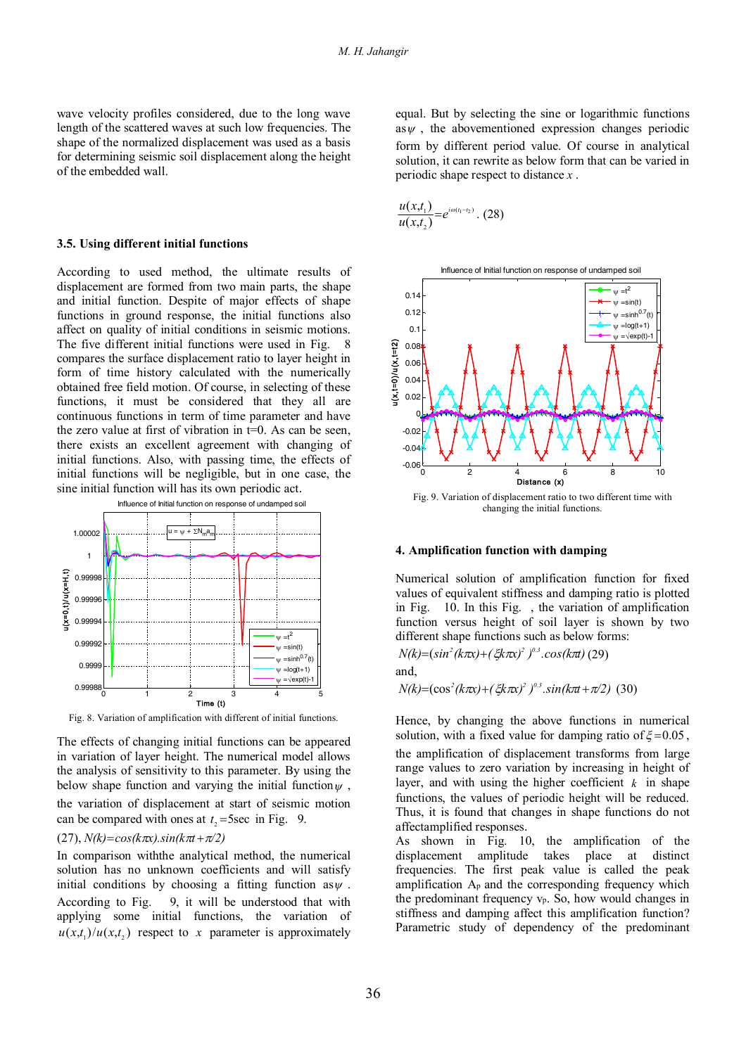wave velocity profiles considered, due to the long wave length of the scattered waves at such low frequencies. The shape of the normalized displacement was used as a basis for determining seismic soil displacement along the height of the embedded wall.

### 3.5. Using different initial functions

According to used method, the ultimate results of displacement are formed from two main parts, the shape and initial function. Despite of major effects of shape functions in ground response, the initial functions also affect on quality of initial conditions in seismic motions. The five different initial functions were used in Fig. 8 compares the surface displacement ratio to layer height in form of time history calculated with the numerically obtained free field motion. Of course, in selecting of these functions, it must be considered that they all are continuous functions in term of time parameter and have the zero value at first of vibration in t=0. As can be seen, there exists an excellent agreement with changing of initial functions. Also, with passing time, the effects of initial functions will be negligible, but in one case, the sine initial function will has its own periodic act.

Fig. 8. Variation of amplification with different of initial functions.

The effects of changing initial functions can be appeared in variation of layer height. The numerical model allows the analysis of sensitivity to this parameter. By using the below shape function and varying the initial function $\psi$ , the variation of displacement at start of seismic motion can be compared with ones at $t_2$ =5sec in Fig. 9.

(27), $N(k)=\cos(k\pi x).\sin(k\pi t+\pi/2)$

In comparison withthe analytical method, the numerical solution has no unknown coefficients and will satisfy initial conditions by choosing a fitting function as $\psi$ . According to Fig. 9, it will be understood that with applying some initial functions, the variation of $u(x,t_1)/u(x,t_2)$ respect to $x$ parameter is approximately equal. But by selecting the sine or logarithmic functions as $\psi$ , the abovementioned expression changes periodic form by different period value. Of course in analytical solution, it can rewrite as below form that can be varied in periodic shape respect to distance $x$ .

$$\frac{u(x,t_1)}{u(x,t_2)}=e^{i\omega(t_1-t_2)}. \quad (28)$$

Fig. 9. Variation of displacement ratio to two different time with changing the initial functions.

## 4. Amplification function with damping

Numerical solution of amplification function for fixed values of equivalent stiffness and damping ratio is plotted in Fig. 10. In this Fig. , the variation of amplification function versus height of soil layer is shown by two different shape functions such as below forms:

$N(k)=(\sin^2(k\pi x)+(\xi k\pi x)^2)^{0.3}.\cos(k\pi t)$ (29)

and,

$N(k)=(\cos^2(k\pi x)+(\xi k\pi x)^2)^{0.3}.\sin(k\pi t+\pi/2)$ (30)

Hence, by changing the above functions in numerical solution, with a fixed value for damping ratio of $\xi=0.05$ , the amplification of displacement transforms from large range values to zero variation by increasing in height of layer, and with using the higher coefficient $k$ in shape functions, the values of periodic height will be reduced. Thus, it is found that changes in shape functions do not affectamplified responses.

As shown in Fig. 10, the amplification of the displacement amplitude takes place at distinct frequencies. The first peak value is called the peak amplification $A_p$ and the corresponding frequency which the predominant frequency $\nu_p$. So, how would changes in stiffness and damping affect this amplification function? Parametric study of dependency of the predominant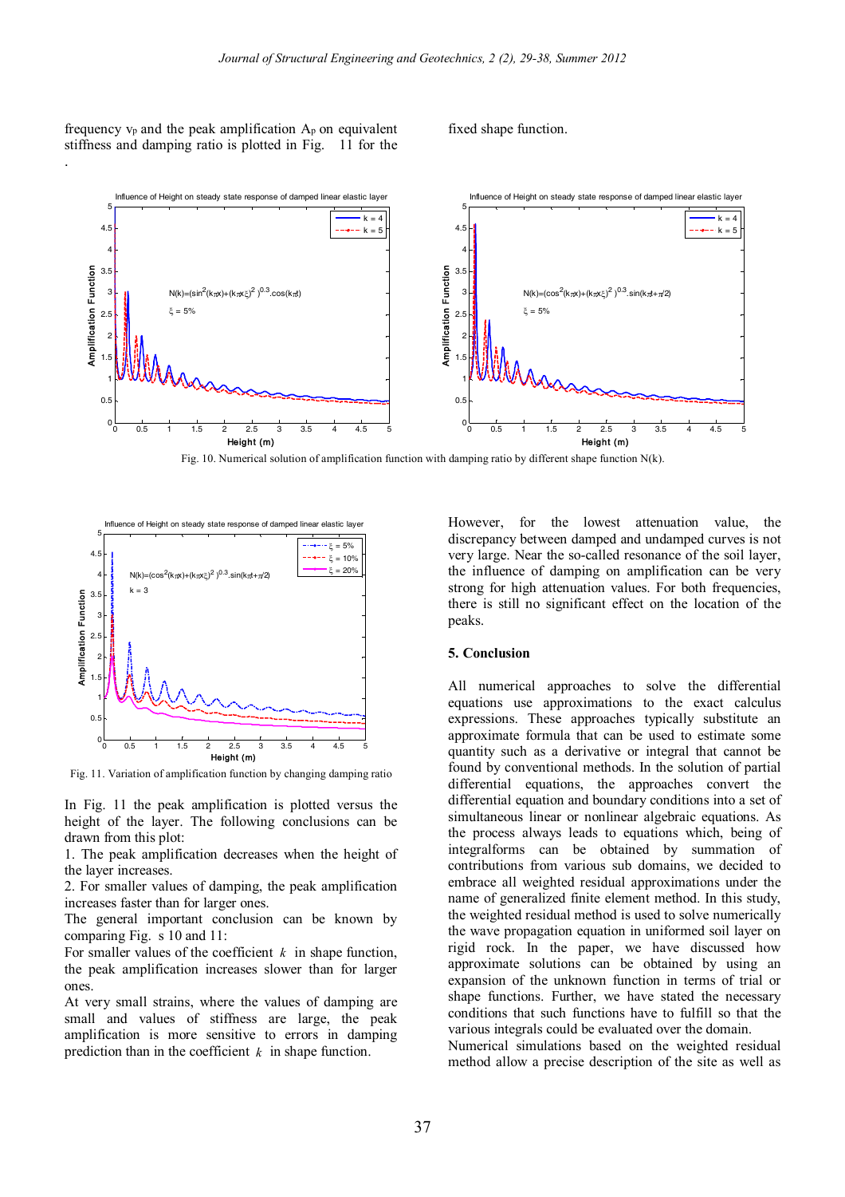frequency $\nu_p$ and the peak amplification $A_p$ on equivalent stiffness and damping ratio is plotted in Fig. 11 for the fixed shape function.

Fig. 10. Numerical solution of amplification function with damping ratio by different shape function N(k).

Fig. 11. Variation of amplification function by changing damping ratio

In Fig. 11 the peak amplification is plotted versus the height of the layer. The following conclusions can be drawn from this plot:

1. The peak amplification decreases when the height of the layer increases.
2. For smaller values of damping, the peak amplification increases faster than for larger ones.

The general important conclusion can be known by comparing Fig. s 10 and 11:

For smaller values of the coefficient $k$ in shape function, the peak amplification increases slower than for larger ones.

At very small strains, where the values of damping are small and values of stiffness are large, the peak amplification is more sensitive to errors in damping prediction than in the coefficient $k$ in shape function.

However, for the lowest attenuation value, the discrepancy between damped and undamped curves is not very large. Near the so-called resonance of the soil layer, the influence of damping on amplification can be very strong for high attenuation values. For both frequencies, there is still no significant effect on the location of the peaks.

## 5. Conclusion

All numerical approaches to solve the differential equations use approximations to the exact calculus expressions. These approaches typically substitute an approximate formula that can be used to estimate some quantity such as a derivative or integral that cannot be found by conventional methods. In the solution of partial differential equations, the approaches convert the differential equation and boundary conditions into a set of simultaneous linear or nonlinear algebraic equations. As the process always leads to equations which, being of integralforms can be obtained by summation of contributions from various sub domains, we decided to embrace all weighted residual approximations under the name of generalized finite element method. In this study, the weighted residual method is used to solve numerically the wave propagation equation in uniformed soil layer on rigid rock. In the paper, we have discussed how approximate solutions can be obtained by using an expansion of the unknown function in terms of trial or shape functions. Further, we have stated the necessary conditions that such functions have to fulfill so that the various integrals could be evaluated over the domain.

Numerical simulations based on the weighted residual method allow a precise description of the site as well as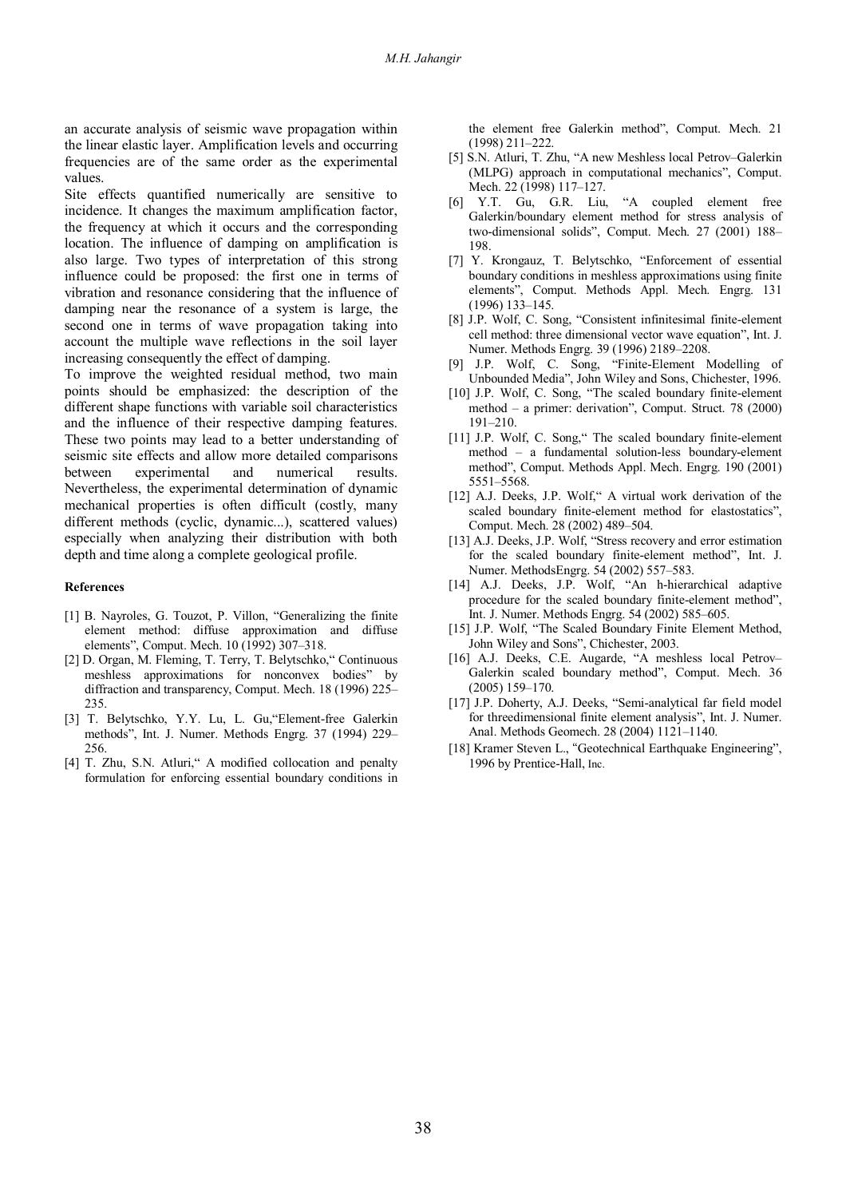an accurate analysis of seismic wave propagation within the linear elastic layer. Amplification levels and occurring frequencies are of the same order as the experimental values.

Site effects quantified numerically are sensitive to incidence. It changes the maximum amplification factor, the frequency at which it occurs and the corresponding location. The influence of damping on amplification is also large. Two types of interpretation of this strong influence could be proposed: the first one in terms of vibration and resonance considering that the influence of damping near the resonance of a system is large, the second one in terms of wave propagation taking into account the multiple wave reflections in the soil layer increasing consequently the effect of damping.

To improve the weighted residual method, two main points should be emphasized: the description of the different shape functions with variable soil characteristics and the influence of their respective damping features. These two points may lead to a better understanding of seismic site effects and allow more detailed comparisons between experimental and numerical results. Nevertheless, the experimental determination of dynamic mechanical properties is often difficult (costly, many different methods (cyclic, dynamic...), scattered values) especially when analyzing their distribution with both depth and time along a complete geological profile.

#### References

[1] B. Nayroles, G. Touzot, P. Villon, "Generalizing the finite element method: diffuse approximation and diffuse elements", Comput. Mech. 10 (1992) 307–318.

[2] D. Organ, M. Fleming, T. Terry, T. Belytschko," Continuous meshless approximations for nonconvex bodies" by diffraction and transparency, Comput. Mech. 18 (1996) 225–235.

[3] T. Belytschko, Y.Y. Lu, L. Gu,"Element-free Galerkin methods", Int. J. Numer. Methods Engrg. 37 (1994) 229–256.

[4] T. Zhu, S.N. Atluri," A modified collocation and penalty formulation for enforcing essential boundary conditions in the element free Galerkin method", Comput. Mech. 21 (1998) 211–222.

[5] S.N. Atluri, T. Zhu, "A new Meshless local Petrov–Galerkin (MLPG) approach in computational mechanics", Comput. Mech. 22 (1998) 117–127.

[6] Y.T. Gu, G.R. Liu, "A coupled element free Galerkin/boundary element method for stress analysis of two-dimensional solids", Comput. Mech. 27 (2001) 188–198.

[7] Y. Krongauz, T. Belytschko, "Enforcement of essential boundary conditions in meshless approximations using finite elements", Comput. Methods Appl. Mech. Engrg. 131 (1996) 133–145.

[8] J.P. Wolf, C. Song, "Consistent infinitesimal finite-element cell method: three dimensional vector wave equation", Int. J. Numer. Methods Engrg. 39 (1996) 2189–2208.

[9] J.P. Wolf, C. Song, "Finite-Element Modelling of Unbounded Media", John Wiley and Sons, Chichester, 1996.

[10] J.P. Wolf, C. Song, "The scaled boundary finite-element method – a primer: derivation", Comput. Struct. 78 (2000) 191–210.

[11] J.P. Wolf, C. Song," The scaled boundary finite-element method – a fundamental solution-less boundary-element method", Comput. Methods Appl. Mech. Engrg. 190 (2001) 5551–5568.

[12] A.J. Deeks, J.P. Wolf," A virtual work derivation of the scaled boundary finite-element method for elastostatics", Comput. Mech. 28 (2002) 489–504.

[13] A.J. Deeks, J.P. Wolf, "Stress recovery and error estimation for the scaled boundary finite-element method", Int. J. Numer. MethodsEngrg. 54 (2002) 557–583.

[14] A.J. Deeks, J.P. Wolf, "An h-hierarchical adaptive procedure for the scaled boundary finite-element method", Int. J. Numer. Methods Engrg. 54 (2002) 585–605.

[15] J.P. Wolf, "The Scaled Boundary Finite Element Method, John Wiley and Sons", Chichester, 2003.

[16] A.J. Deeks, C.E. Augarde, "A meshless local Petrov–Galerkin scaled boundary method", Comput. Mech. 36 (2005) 159–170.

[17] J.P. Doherty, A.J. Deeks, "Semi-analytical far field model for threedimensional finite element analysis", Int. J. Numer. Anal. Methods Geomech. 28 (2004) 1121–1140.

[18] Kramer Steven L., "Geotechnical Earthquake Engineering", 1996 by Prentice-Hall, Inc.